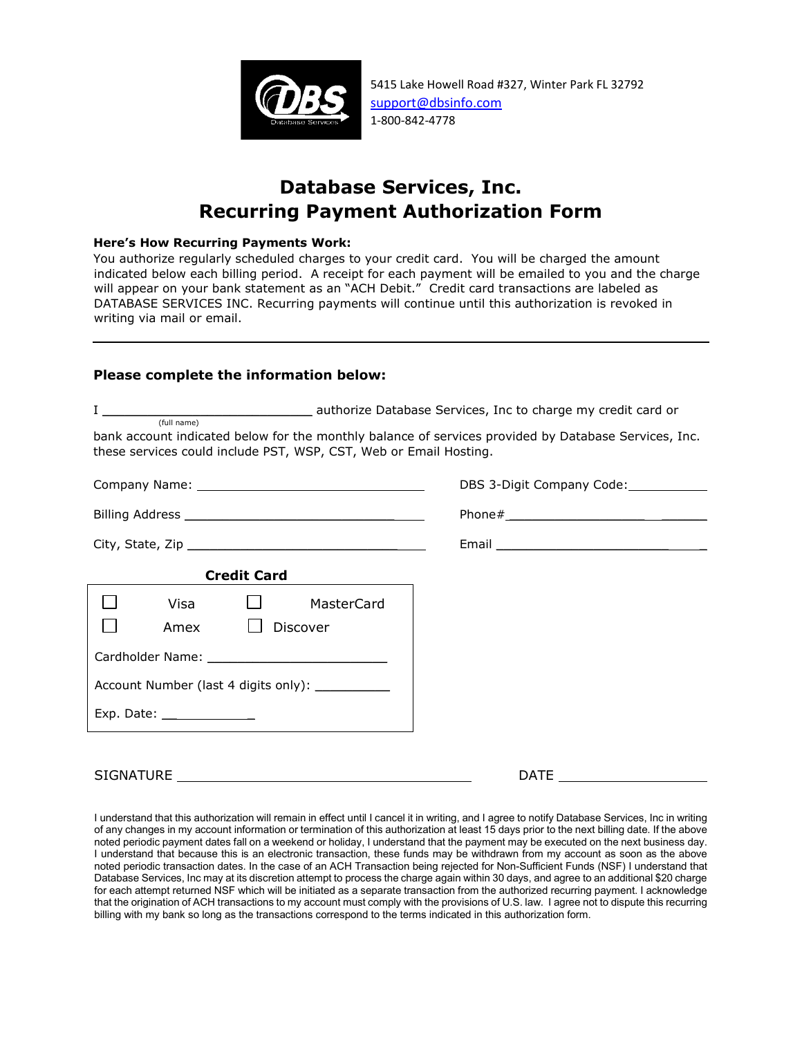5415 Lake Howell Road #327, Winter Park FL 32792
support@dbsinfo.com
1-800-842-4778

# Database Services, Inc.
# Recurring Payment Authorization Form

**Here's How Recurring Payments Work:**
You authorize regularly scheduled charges to your credit card. You will be charged the amount indicated below each billing period. A receipt for each payment will be emailed to you and the charge will appear on your bank statement as an "ACH Debit." Credit card transactions are labeled as DATABASE SERVICES INC. Recurring payments will continue until this authorization is revoked in writing via mail or email.

---

### Please complete the information below:

I ___________________________ authorize Database Services, Inc to charge my credit card or
(full name)
bank account indicated below for the monthly balance of services provided by Database Services, Inc. these services could include PST, WSP, CST, Web or Email Hosting.

Company Name: ______________________________ DBS 3-Digit Company Code: __________

Billing Address ______________________________ Phone# ____________________

City, State, Zip ______________________________ Email ______________________

**Credit Card**

☐ Visa ☐ MasterCard
☐ Amex ☐ Discover

Cardholder Name: ______________________

Account Number (last 4 digits only): __________

Exp. Date: ___________

SIGNATURE ____________________________________ DATE __________________

I understand that this authorization will remain in effect until I cancel it in writing, and I agree to notify Database Services, Inc in writing of any changes in my account information or termination of this authorization at least 15 days prior to the next billing date. If the above noted periodic payment dates fall on a weekend or holiday, I understand that the payment may be executed on the next business day. I understand that because this is an electronic transaction, these funds may be withdrawn from my account as soon as the above noted periodic transaction dates. In the case of an ACH Transaction being rejected for Non-Sufficient Funds (NSF) I understand that Database Services, Inc may at its discretion attempt to process the charge again within 30 days, and agree to an additional $20 charge for each attempt returned NSF which will be initiated as a separate transaction from the authorized recurring payment. I acknowledge that the origination of ACH transactions to my account must comply with the provisions of U.S. law. I agree not to dispute this recurring billing with my bank so long as the transactions correspond to the terms indicated in this authorization form.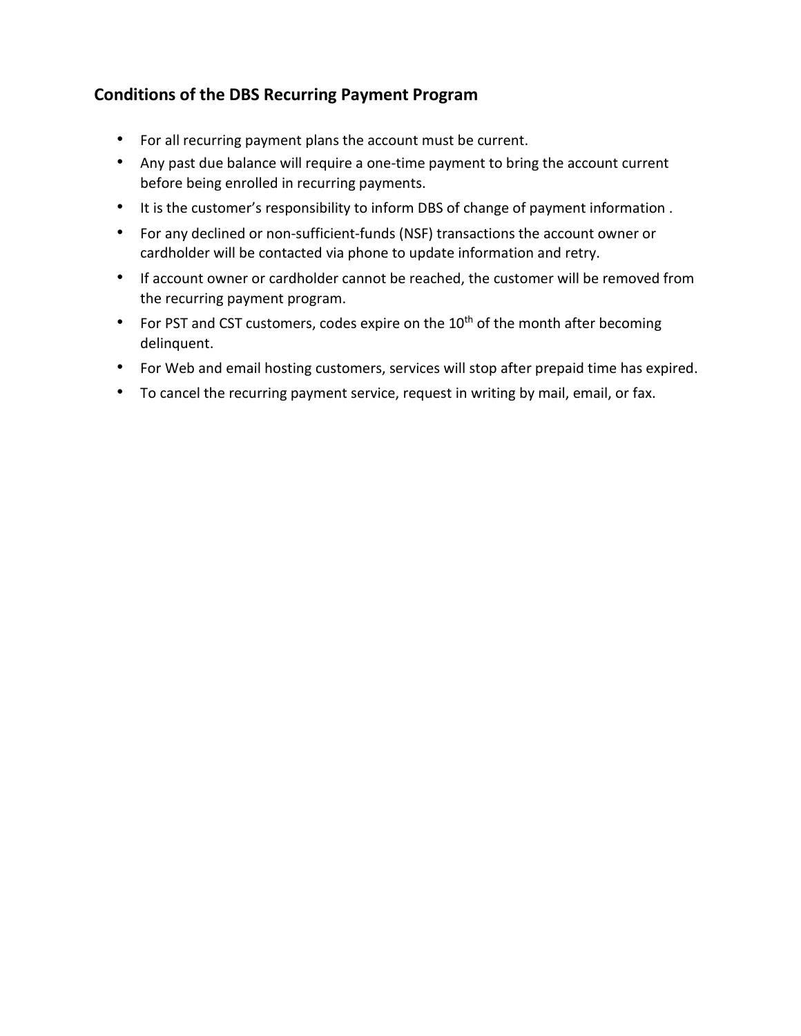## Conditions of the DBS Recurring Payment Program

- For all recurring payment plans the account must be current.
- Any past due balance will require a one-time payment to bring the account current before being enrolled in recurring payments.
- It is the customer's responsibility to inform DBS of change of payment information .
- For any declined or non-sufficient-funds (NSF) transactions the account owner or cardholder will be contacted via phone to update information and retry.
- If account owner or cardholder cannot be reached, the customer will be removed from the recurring payment program.
- For PST and CST customers, codes expire on the 10$^{th}$ of the month after becoming delinquent.
- For Web and email hosting customers, services will stop after prepaid time has expired.
- To cancel the recurring payment service, request in writing by mail, email, or fax.